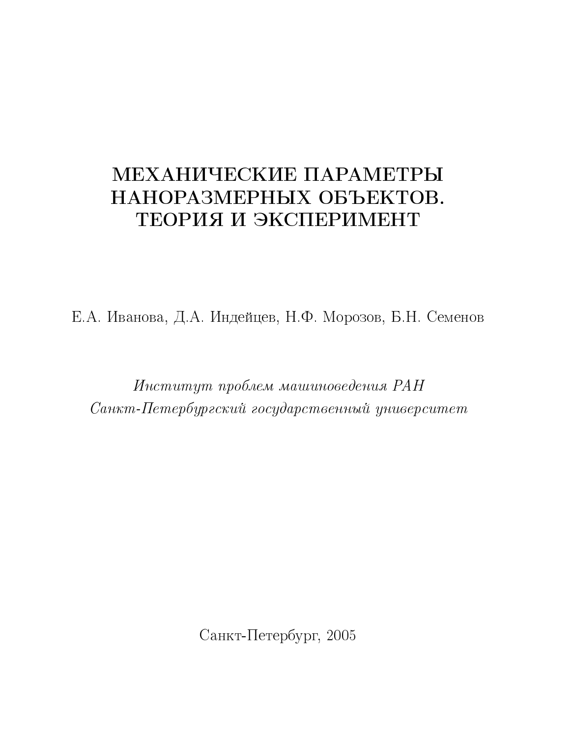# МЕХАНИЧЕСКИЕ ПАРАМЕТРЫ НАНОРАЗМЕРНЫХ ОБЪЕКТОВ. ТЕОРИЯ И ЭКСПЕРИМЕНТ

Е.А. Иванова, Д.А. Индейцев, Н.Ф. Морозов, Б.Н. Семенов

*Институт проблем машиноведения РАН*
*Санкт-Петербургский государственный университет*

Санкт-Петербург, 2005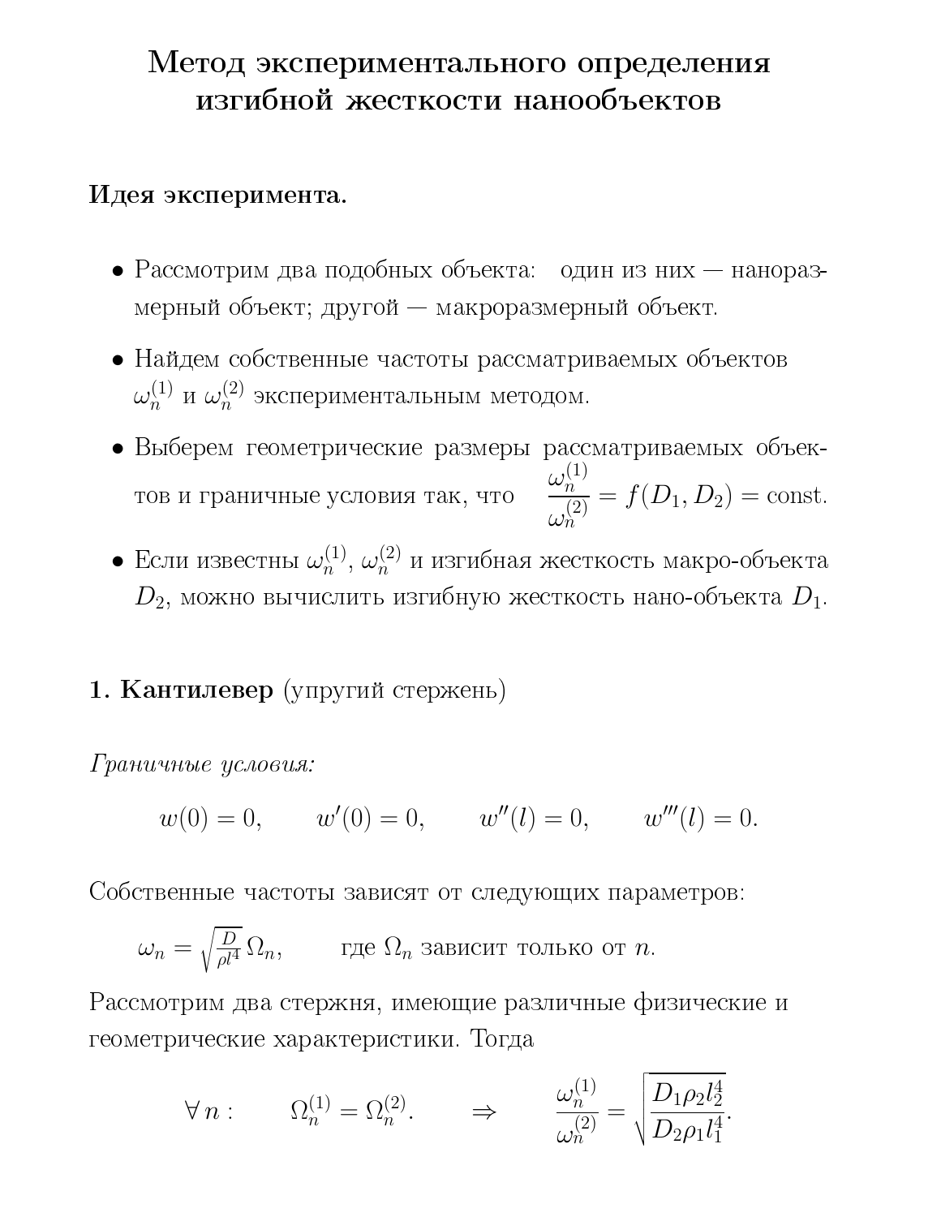# Метод экспериментального определения изгибной жесткости нанообъектов

**Идея эксперимента.**

- Рассмотрим два подобных объекта: один из них — наноразмерный объект; другой — макроразмерный объект.
- Найдем собственные частоты рассматриваемых объектов $\omega_n^{(1)}$ и $\omega_n^{(2)}$ экспериментальным методом.
- Выберем геометрические размеры рассматриваемых объектов и граничные условия так, что $\dfrac{\omega_n^{(1)}}{\omega_n^{(2)}} = f(D_1, D_2) = \text{const}$.
- Если известны $\omega_n^{(1)}$, $\omega_n^{(2)}$ и изгибная жесткость макро-объекта $D_2$, можно вычислить изгибную жесткость нано-объекта $D_1$.

**1. Кантилевер** (упругий стержень)

*Граничные условия:*

$$w(0) = 0, \qquad w'(0) = 0, \qquad w''(l) = 0, \qquad w'''(l) = 0.$$

Собственные частоты зависят от следующих параметров:

$$\omega_n = \sqrt{\tfrac{D}{\rho l^4}}\,\Omega_n, \qquad \text{где } \Omega_n \text{ зависит только от } n.$$

Рассмотрим два стержня, имеющие различные физические и геометрические характеристики. Тогда

$$\forall\, n: \qquad \Omega_n^{(1)} = \Omega_n^{(2)}. \qquad \Rightarrow \qquad \frac{\omega_n^{(1)}}{\omega_n^{(2)}} = \sqrt{\frac{D_1 \rho_2 l_2^4}{D_2 \rho_1 l_1^4}}.$$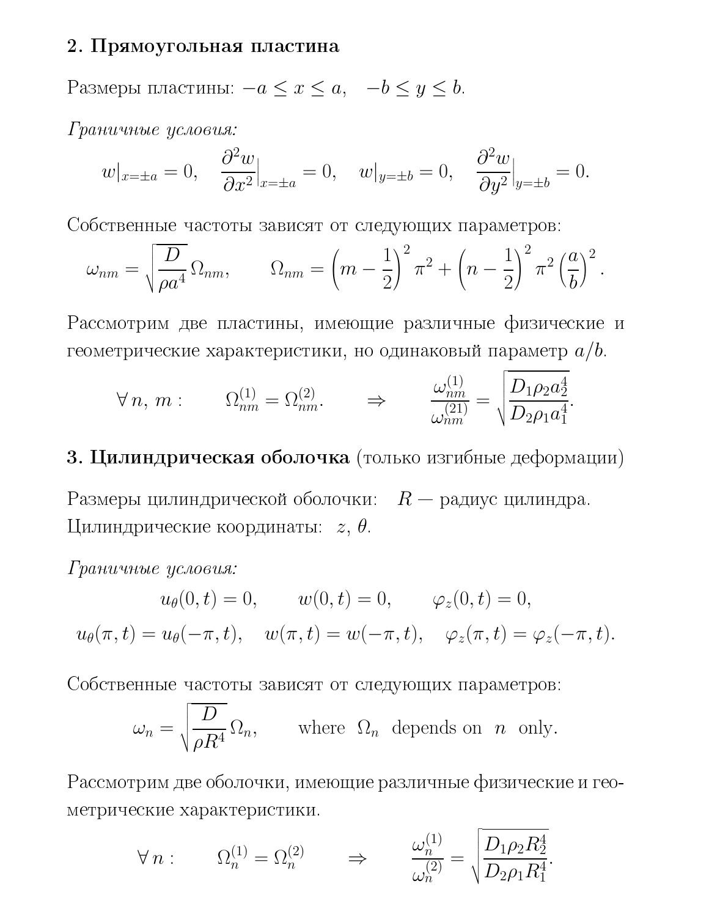## 2. Прямоугольная пластина

Размеры пластины: $-a \le x \le a, \quad -b \le y \le b$.

*Граничные условия:*

$$w|_{x=\pm a} = 0, \quad \frac{\partial^2 w}{\partial x^2}\Big|_{x=\pm a} = 0, \quad w|_{y=\pm b} = 0, \quad \frac{\partial^2 w}{\partial y^2}\Big|_{y=\pm b} = 0.$$

Собственные частоты зависят от следующих параметров:

$$\omega_{nm} = \sqrt{\frac{D}{\rho a^4}}\,\Omega_{nm}, \qquad \Omega_{nm} = \left(m - \frac{1}{2}\right)^2 \pi^2 + \left(n - \frac{1}{2}\right)^2 \pi^2 \left(\frac{a}{b}\right)^2.$$

Рассмотрим две пластины, имеющие различные физические и геометрические характеристики, но одинаковый параметр $a/b$.

$$\forall\, n,\, m: \qquad \Omega^{(1)}_{nm} = \Omega^{(2)}_{nm}. \qquad \Rightarrow \qquad \frac{\omega^{(1)}_{nm}}{\omega^{(21)}_{nm}} = \sqrt{\frac{D_1 \rho_2 a_2^4}{D_2 \rho_1 a_1^4}}.$$

## 3. Цилиндрическая оболочка (только изгибные деформации)

Размеры цилиндрической оболочки: $R$ — радиус цилиндра.
Цилиндрические координаты: $z$, $\theta$.

*Граничные условия:*

$$u_\theta(0,t) = 0, \qquad w(0,t) = 0, \qquad \varphi_z(0,t) = 0,$$

$$u_\theta(\pi,t) = u_\theta(-\pi,t), \quad w(\pi,t) = w(-\pi,t), \quad \varphi_z(\pi,t) = \varphi_z(-\pi,t).$$

Собственные частоты зависят от следующих параметров:

$$\omega_n = \sqrt{\frac{D}{\rho R^4}}\,\Omega_n, \qquad \text{where } \Omega_n \text{ depends on } n \text{ only.}$$

Рассмотрим две оболочки, имеющие различные физические и геометрические характеристики.

$$\forall\, n: \qquad \Omega^{(1)}_n = \Omega^{(2)}_n \qquad \Rightarrow \qquad \frac{\omega^{(1)}_n}{\omega^{(2)}_n} = \sqrt{\frac{D_1 \rho_2 R_2^4}{D_2 \rho_1 R_1^4}}.$$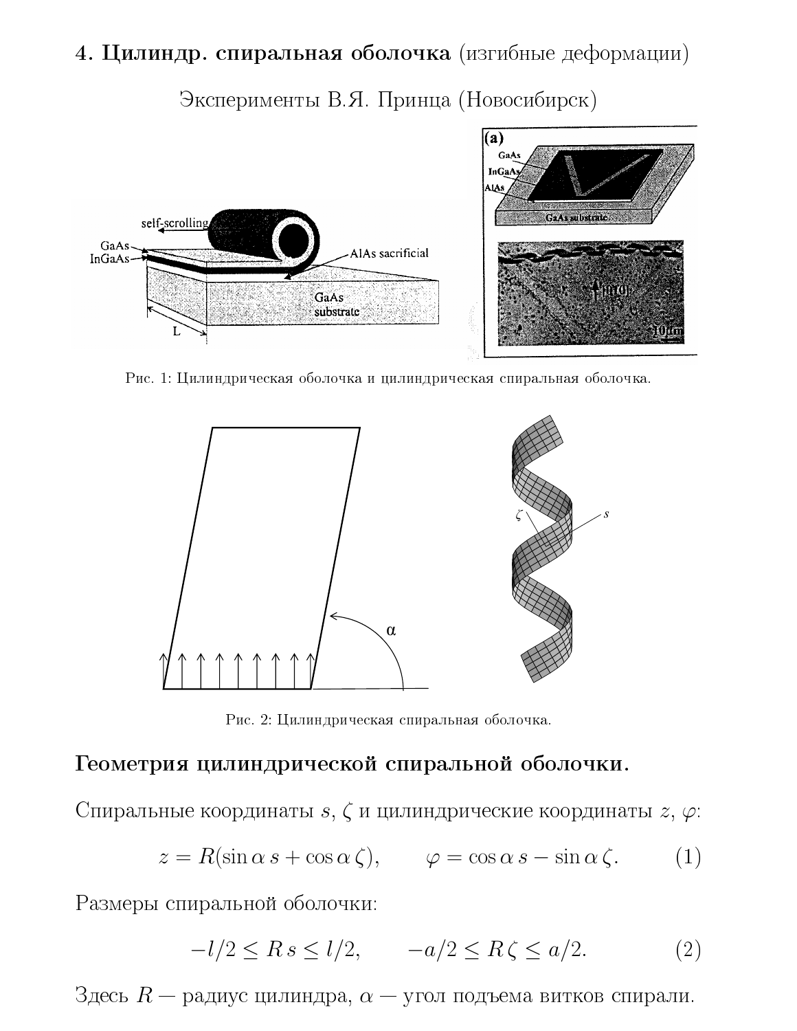## 4. Цилиндр. спиральная оболочка (изгибные деформации)

Эксперименты В.Я. Принца (Новосибирск)

Рис. 1: Цилиндрическая оболочка и цилиндрическая спиральная оболочка.

Рис. 2: Цилиндрическая спиральная оболочка.

### Геометрия цилиндрической спиральной оболочки.

Спиральные координаты $s$, $\zeta$ и цилиндрические координаты $z$, $\varphi$:

$$z = R(\sin\alpha\, s + \cos\alpha\, \zeta), \qquad \varphi = \cos\alpha\, s - \sin\alpha\, \zeta. \tag{1}$$

Размеры спиральной оболочки:

$$-l/2 \le R\, s \le l/2, \qquad -a/2 \le R\, \zeta \le a/2. \tag{2}$$

Здесь $R$ — радиус цилиндра, $\alpha$ — угол подъема витков спирали.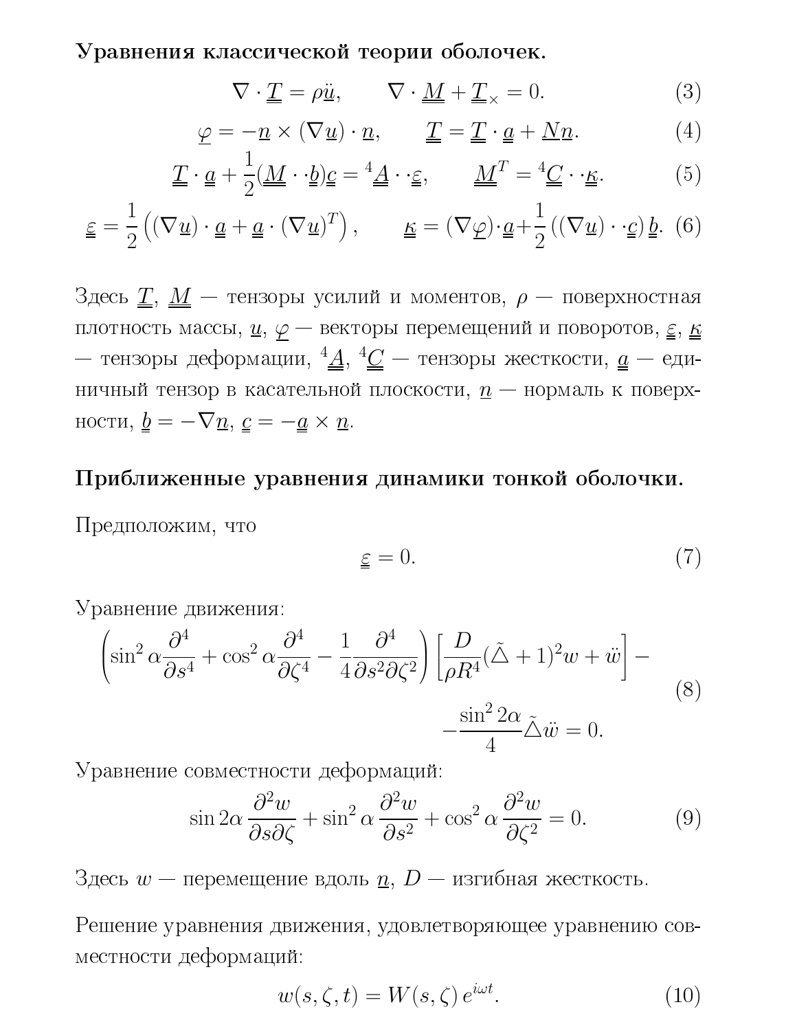**Уравнения классической теории оболочек.**

$$\nabla \cdot \underline{\underline{T}} = \rho \ddot{\underline{u}}, \qquad \nabla \cdot \underline{\underline{M}} + \underline{\underline{T}}_{\times} = 0. \tag{3}$$

$$\underline{\varphi} = -\underline{n} \times (\nabla \underline{u}) \cdot \underline{n}, \qquad \underline{\underline{T}} = \underline{\underline{T}} \cdot \underline{\underline{a}} + \underline{N}\underline{n}. \tag{4}$$

$$\underline{\underline{T}} \cdot \underline{\underline{a}} + \frac{1}{2}(\underline{\underline{M}} \cdot\cdot \underline{\underline{b}})\underline{\underline{c}} = {}^4\underline{\underline{A}} \cdot\cdot \underline{\underline{\varepsilon}}, \qquad \underline{\underline{M}}^T = {}^4\underline{\underline{C}} \cdot\cdot \underline{\underline{\kappa}}. \tag{5}$$

$$\underline{\underline{\varepsilon}} = \frac{1}{2}\left((\nabla \underline{u}) \cdot \underline{\underline{a}} + \underline{\underline{a}} \cdot (\nabla \underline{u})^T\right), \qquad \underline{\underline{\kappa}} = (\nabla \underline{\varphi}) \cdot \underline{\underline{a}} + \frac{1}{2}\left((\nabla \underline{u}) \cdot\cdot \underline{\underline{c}}\right)\underline{\underline{b}}. \tag{6}$$

Здесь $\underline{\underline{T}}$, $\underline{\underline{M}}$ — тензоры усилий и моментов, $\rho$ — поверхностная плотность массы, $\underline{u}$, $\underline{\varphi}$ — векторы перемещений и поворотов, $\underline{\underline{\varepsilon}}$, $\underline{\underline{\kappa}}$ — тензоры деформации, ${}^4\underline{\underline{A}}$, ${}^4\underline{\underline{C}}$ — тензоры жесткости, $\underline{\underline{a}}$ — единичный тензор в касательной плоскости, $\underline{n}$ — нормаль к поверхности, $\underline{\underline{b}} = -\nabla \underline{n}$, $\underline{\underline{c}} = -\underline{\underline{a}} \times \underline{n}$.

**Приближенные уравнения динамики тонкой оболочки.**

Предположим, что

$$\underline{\underline{\varepsilon}} = 0. \tag{7}$$

Уравнение движения:

$$\left(\sin^2\alpha \frac{\partial^4}{\partial s^4} + \cos^2\alpha \frac{\partial^4}{\partial \zeta^4} - \frac{1}{4}\frac{\partial^4}{\partial s^2 \partial \zeta^2}\right)\left[\frac{D}{\rho R^4}(\tilde{\triangle} + 1)^2 w + \ddot{w}\right] - \frac{\sin^2 2\alpha}{4}\tilde{\triangle}\ddot{w} = 0. \tag{8}$$

Уравнение совместности деформаций:

$$\sin 2\alpha \frac{\partial^2 w}{\partial s \partial \zeta} + \sin^2\alpha \frac{\partial^2 w}{\partial s^2} + \cos^2\alpha \frac{\partial^2 w}{\partial \zeta^2} = 0. \tag{9}$$

Здесь $w$ — перемещение вдоль $\underline{n}$, $D$ — изгибная жесткость.

Решение уравнения движения, удовлетворяющее уравнению совместности деформаций:

$$w(s, \zeta, t) = W(s, \zeta)\, e^{i\omega t}. \tag{10}$$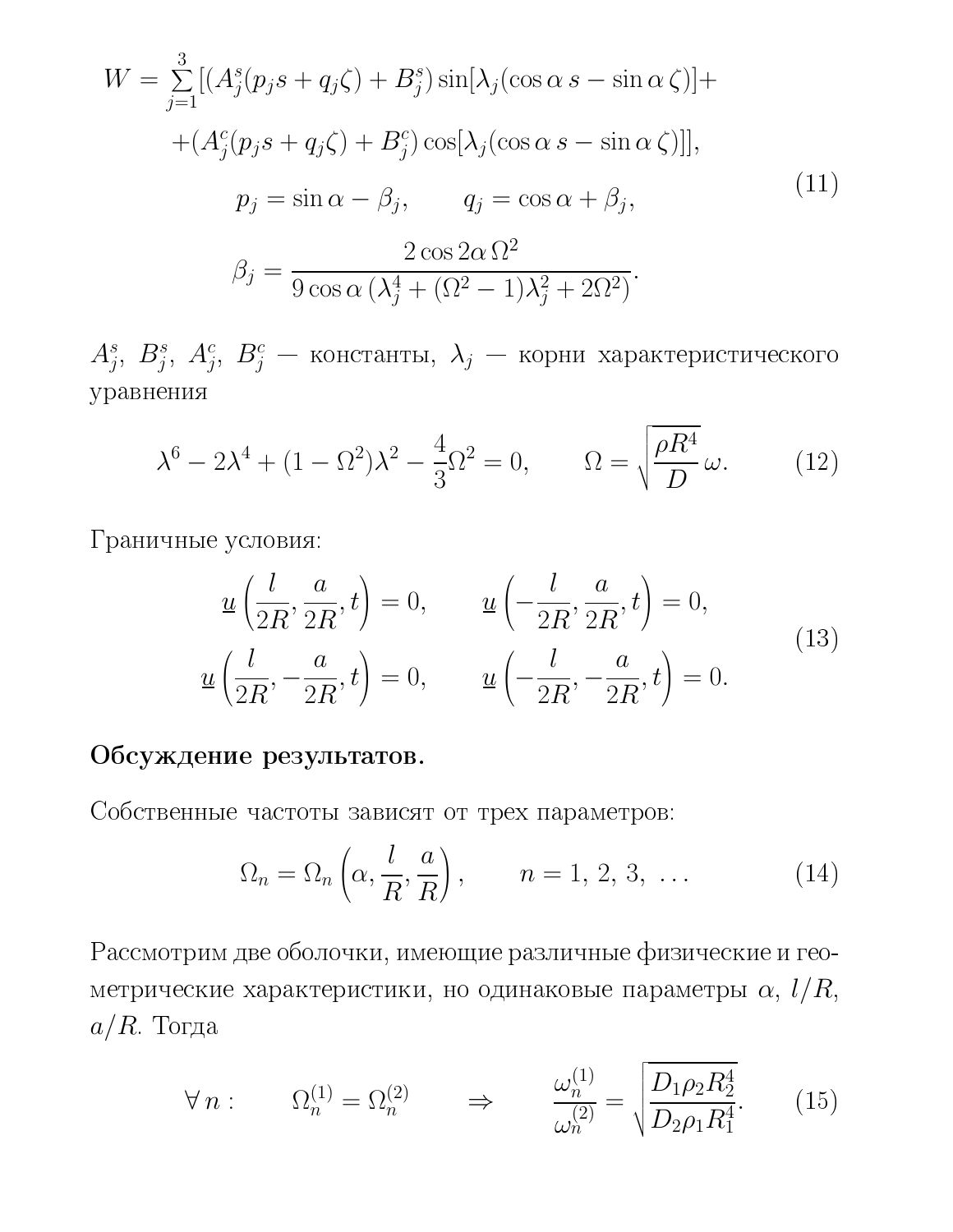$$
\begin{gathered}
W=\sum_{j=1}^{3}[(A_j^s(p_j s+q_j\zeta)+B_j^s)\sin[\lambda_j(\cos\alpha\, s-\sin\alpha\,\zeta)]+\\
+(A_j^c(p_j s+q_j\zeta)+B_j^c)\cos[\lambda_j(\cos\alpha\, s-\sin\alpha\,\zeta)]],\\
p_j=\sin\alpha-\beta_j,\qquad q_j=\cos\alpha+\beta_j,\\
\beta_j=\frac{2\cos 2\alpha\,\Omega^2}{9\cos\alpha\,(\lambda_j^4+(\Omega^2-1)\lambda_j^2+2\Omega^2)}.
\end{gathered}
\tag{11}
$$

$A_j^s,\ B_j^s,\ A_j^c,\ B_j^c$ — константы, $\lambda_j$ — корни характеристического уравнения

$$
\lambda^6-2\lambda^4+(1-\Omega^2)\lambda^2-\frac{4}{3}\Omega^2=0,\qquad \Omega=\sqrt{\frac{\rho R^4}{D}}\,\omega. \tag{12}
$$

Граничные условия:

$$
\begin{gathered}
\underline{u}\left(\frac{l}{2R},\frac{a}{2R},t\right)=0,\qquad \underline{u}\left(-\frac{l}{2R},\frac{a}{2R},t\right)=0,\\
\underline{u}\left(\frac{l}{2R},-\frac{a}{2R},t\right)=0,\qquad \underline{u}\left(-\frac{l}{2R},-\frac{a}{2R},t\right)=0.
\end{gathered}
\tag{13}
$$

**Обсуждение результатов.**

Собственные частоты зависят от трех параметров:

$$
\Omega_n=\Omega_n\left(\alpha,\frac{l}{R},\frac{a}{R}\right),\qquad n=1,\,2,\,3,\,\ldots \tag{14}
$$

Рассмотрим две оболочки, имеющие различные физические и геометрические характеристики, но одинаковые параметры $\alpha$, $l/R$, $a/R$. Тогда

$$
\forall\, n:\qquad \Omega_n^{(1)}=\Omega_n^{(2)}\qquad\Rightarrow\qquad \frac{\omega_n^{(1)}}{\omega_n^{(2)}}=\sqrt{\frac{D_1\rho_2R_2^4}{D_2\rho_1R_1^4}}. \tag{15}
$$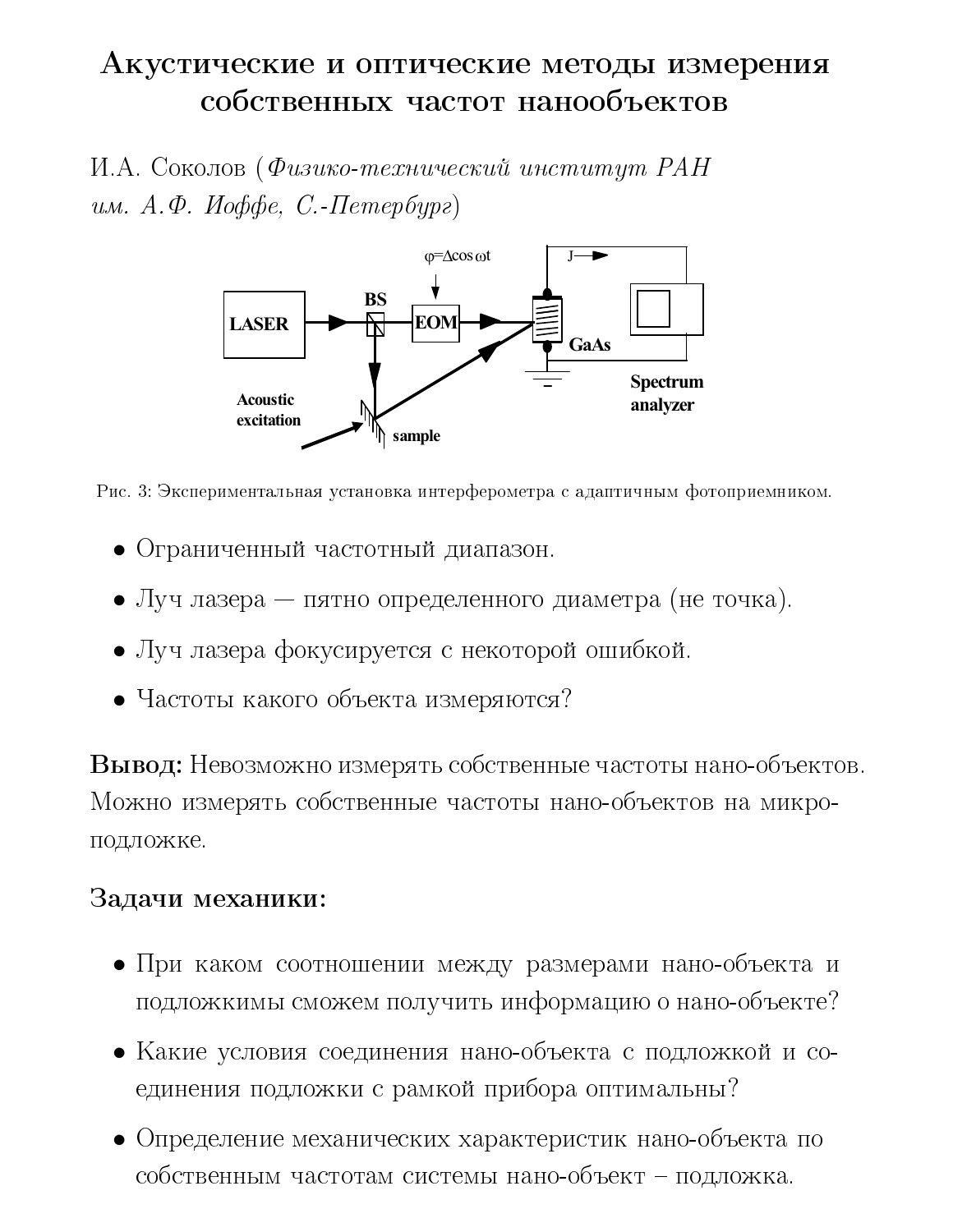# Акустические и оптические методы измерения собственных частот нанообъектов

И.А. Соколов (*Физико-технический институт РАН им. А.Ф. Иоффе, С.-Петербург*)

Рис. 3: Экспериментальная установка интерферометра с адаптичным фотоприемником.

- Ограниченный частотный диапазон.
- Луч лазера — пятно определенного диаметра (не точка).
- Луч лазера фокусируется с некоторой ошибкой.
- Частоты какого объекта измеряются?

**Вывод:** Невозможно измерять собственные частоты нано-объектов. Можно измерять собственные частоты нано-объектов на микро-подложке.

## Задачи механики:

- При каком соотношении между размерами нано-объекта и подложкимы сможем получить информацию о нано-объекте?
- Какие условия соединения нано-объекта с подложкой и соединения подложки с рамкой прибора оптимальны?
- Определение механических характеристик нано-объекта по собственным частотам системы нано-объект – подложка.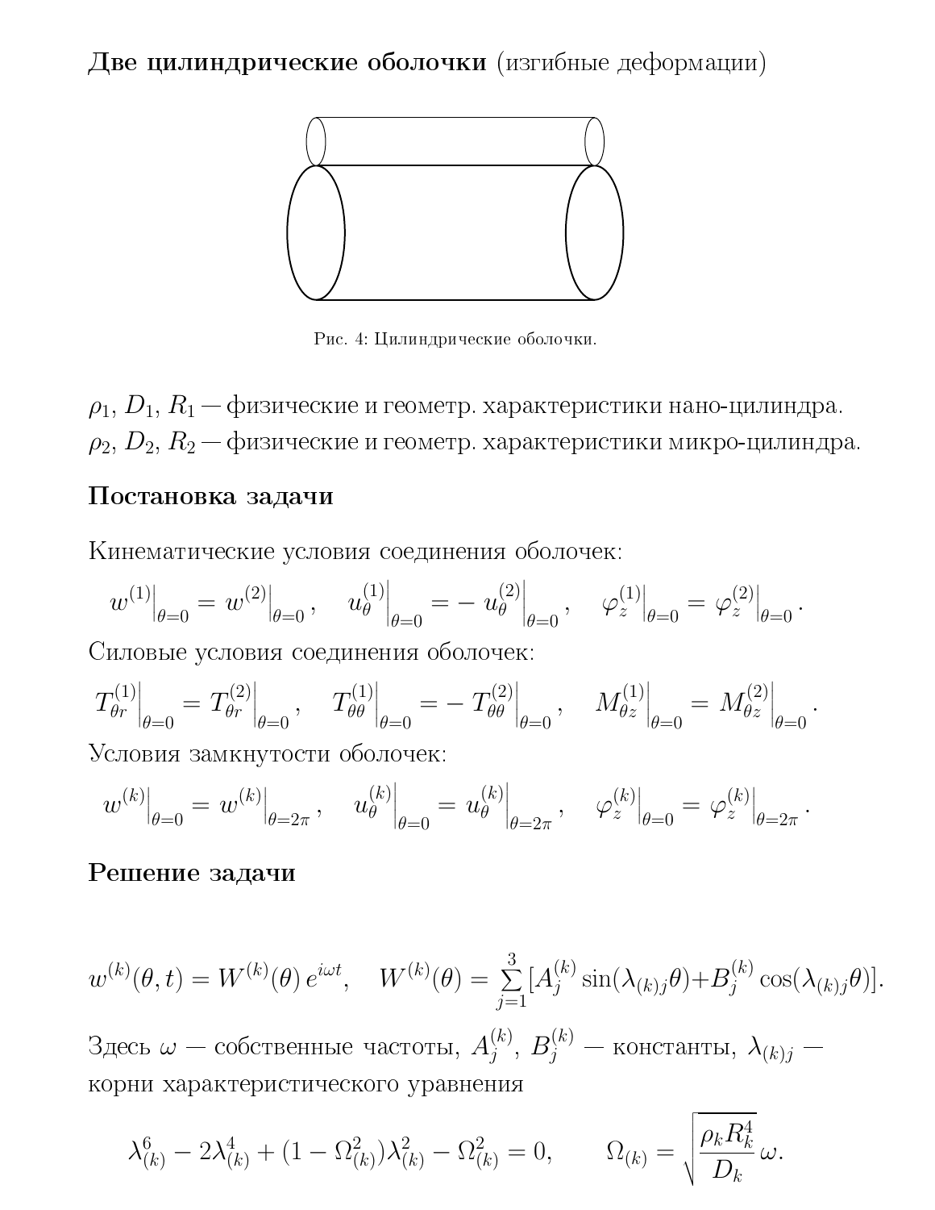**Две цилиндрические оболочки** (изгибные деформации)

Рис. 4: Цилиндрические оболочки.

$\rho_1$, $D_1$, $R_1$ — физические и геометр. характеристики нано-цилиндра.
$\rho_2$, $D_2$, $R_2$ — физические и геометр. характеристики микро-цилиндра.

## Постановка задачи

Кинематические условия соединения оболочек:

$$w^{(1)}\Big|_{\theta=0} = w^{(2)}\Big|_{\theta=0}, \quad u_\theta^{(1)}\Big|_{\theta=0} = -\,u_\theta^{(2)}\Big|_{\theta=0}, \quad \varphi_z^{(1)}\Big|_{\theta=0} = \varphi_z^{(2)}\Big|_{\theta=0}.$$

Силовые условия соединения оболочек:

$$T_{\theta r}^{(1)}\Big|_{\theta=0} = T_{\theta r}^{(2)}\Big|_{\theta=0}, \quad T_{\theta\theta}^{(1)}\Big|_{\theta=0} = -\,T_{\theta\theta}^{(2)}\Big|_{\theta=0}, \quad M_{\theta z}^{(1)}\Big|_{\theta=0} = M_{\theta z}^{(2)}\Big|_{\theta=0}.$$

Условия замкнутости оболочек:

$$w^{(k)}\Big|_{\theta=0} = w^{(k)}\Big|_{\theta=2\pi}, \quad u_\theta^{(k)}\Big|_{\theta=0} = u_\theta^{(k)}\Big|_{\theta=2\pi}, \quad \varphi_z^{(k)}\Big|_{\theta=0} = \varphi_z^{(k)}\Big|_{\theta=2\pi}.$$

## Решение задачи

$$w^{(k)}(\theta,t) = W^{(k)}(\theta)\,e^{i\omega t}, \quad W^{(k)}(\theta) = \sum_{j=1}^{3}[A_j^{(k)}\sin(\lambda_{(k)j}\theta) + B_j^{(k)}\cos(\lambda_{(k)j}\theta)].$$

Здесь $\omega$ — собственные частоты, $A_j^{(k)}$, $B_j^{(k)}$ — константы, $\lambda_{(k)j}$ — корни характеристического уравнения

$$\lambda_{(k)}^6 - 2\lambda_{(k)}^4 + (1-\Omega_{(k)}^2)\lambda_{(k)}^2 - \Omega_{(k)}^2 = 0, \qquad \Omega_{(k)} = \sqrt{\frac{\rho_k R_k^4}{D_k}}\,\omega.$$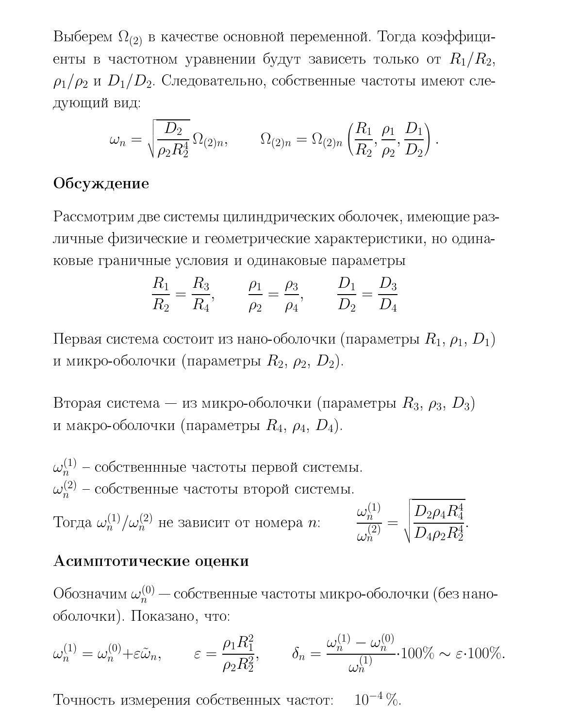Выберем $\Omega_{(2)}$ в качестве основной переменной. Тогда коэффициенты в частотном уравнении будут зависеть только от $R_1/R_2$, $\rho_1/\rho_2$ и $D_1/D_2$. Следовательно, собственные частоты имеют следующий вид:

$$\omega_n = \sqrt{\frac{D_2}{\rho_2 R_2^4}}\,\Omega_{(2)n}, \qquad \Omega_{(2)n} = \Omega_{(2)n}\left(\frac{R_1}{R_2}, \frac{\rho_1}{\rho_2}, \frac{D_1}{D_2}\right).$$

## Обсуждение

Рассмотрим две системы цилиндрических оболочек, имеющие различные физические и геометрические характеристики, но одинаковые граничные условия и одинаковые параметры

$$\frac{R_1}{R_2} = \frac{R_3}{R_4}, \qquad \frac{\rho_1}{\rho_2} = \frac{\rho_3}{\rho_4}, \qquad \frac{D_1}{D_2} = \frac{D_3}{D_4}$$

Первая система состоит из нано-оболочки (параметры $R_1$, $\rho_1$, $D_1$) и микро-оболочки (параметры $R_2$, $\rho_2$, $D_2$).

Вторая система — из микро-оболочки (параметры $R_3$, $\rho_3$, $D_3$) и макро-оболочки (параметры $R_4$, $\rho_4$, $D_4$).

$\omega_n^{(1)}$ – собственнные частоты первой системы.
$\omega_n^{(2)}$ – собственные частоты второй системы.
Тогда $\omega_n^{(1)}/\omega_n^{(2)}$ не зависит от номера $n$: $\quad \dfrac{\omega_n^{(1)}}{\omega_n^{(2)}} = \sqrt{\dfrac{D_2 \rho_4 R_4^4}{D_4 \rho_2 R_2^4}}.$

## Асимптотические оценки

Обозначим $\omega_n^{(0)}$ — собственные частоты микро-оболочки (без нано-оболочки). Показано, что:

$$\omega_n^{(1)} = \omega_n^{(0)} + \varepsilon\tilde{\omega}_n, \qquad \varepsilon = \frac{\rho_1 R_1^2}{\rho_2 R_2^2}, \qquad \delta_n = \frac{\omega_n^{(1)} - \omega_n^{(0)}}{\omega_n^{(1)}}\cdot 100\% \sim \varepsilon\cdot 100\%.$$

Точность измерения собственных частот: $\quad 10^{-4}\,\%$.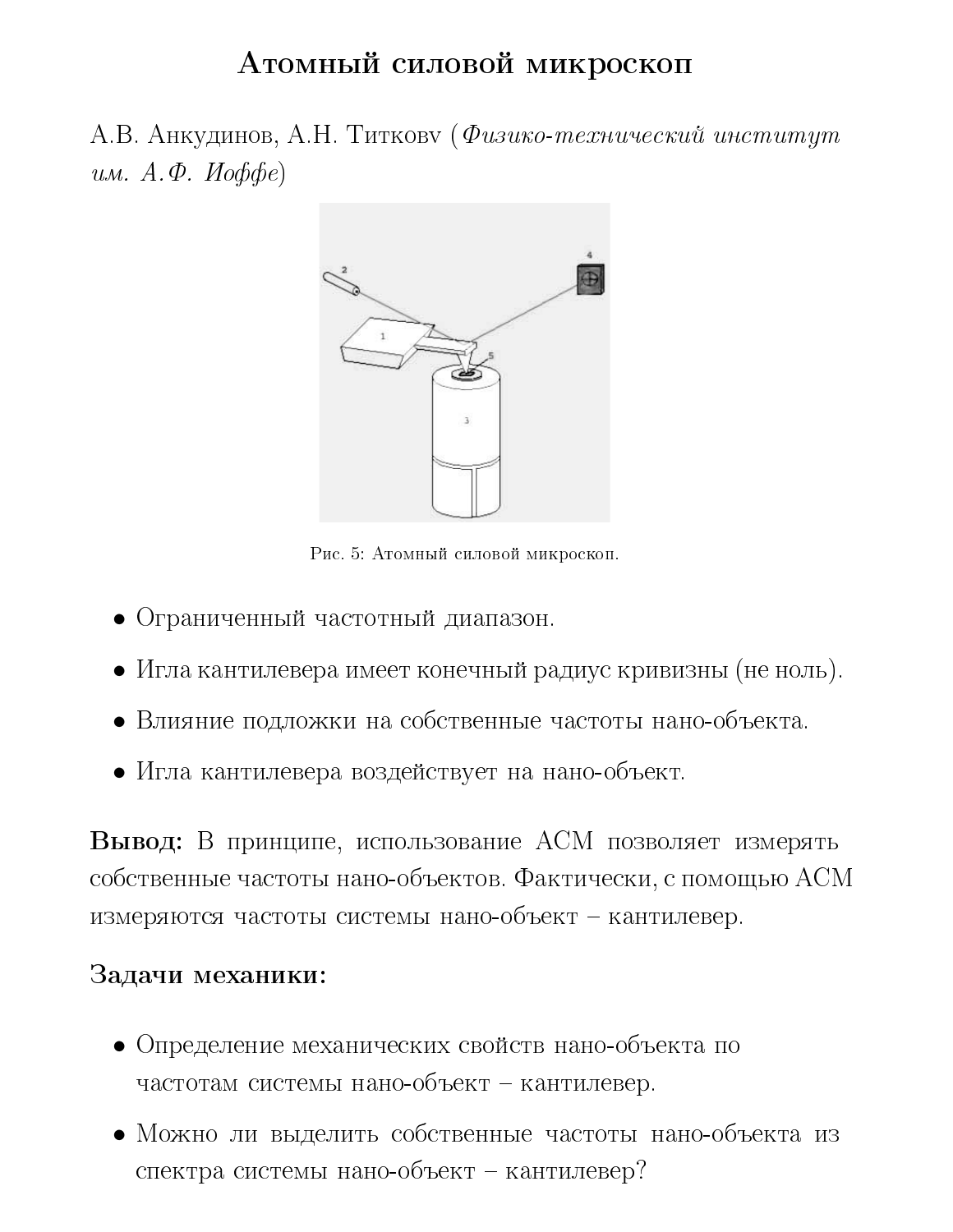# Атомный силовой микроскоп

А.В. Анкудинов, А.Н. Титковv (*Физико-технический институт им. А.Ф. Иоффе*)

Рис. 5: Атомный силовой микроскоп.

- Ограниченный частотный диапазон.
- Игла кантилевера имеет конечный радиус кривизны (не ноль).
- Влияние подложки на собственные частоты нано-объекта.
- Игла кантилевера воздействует на нано-объект.

**Вывод:** В принципе, использование АСМ позволяет измерять собственные частоты нано-объектов. Фактически, с помощью АСМ измеряются частоты системы нано-объект – кантилевер.

**Задачи механики:**

- Определение механических свойств нано-объекта по частотам системы нано-объект – кантилевер.
- Можно ли выделить собственные частоты нано-объекта из спектра системы нано-объект – кантилевер?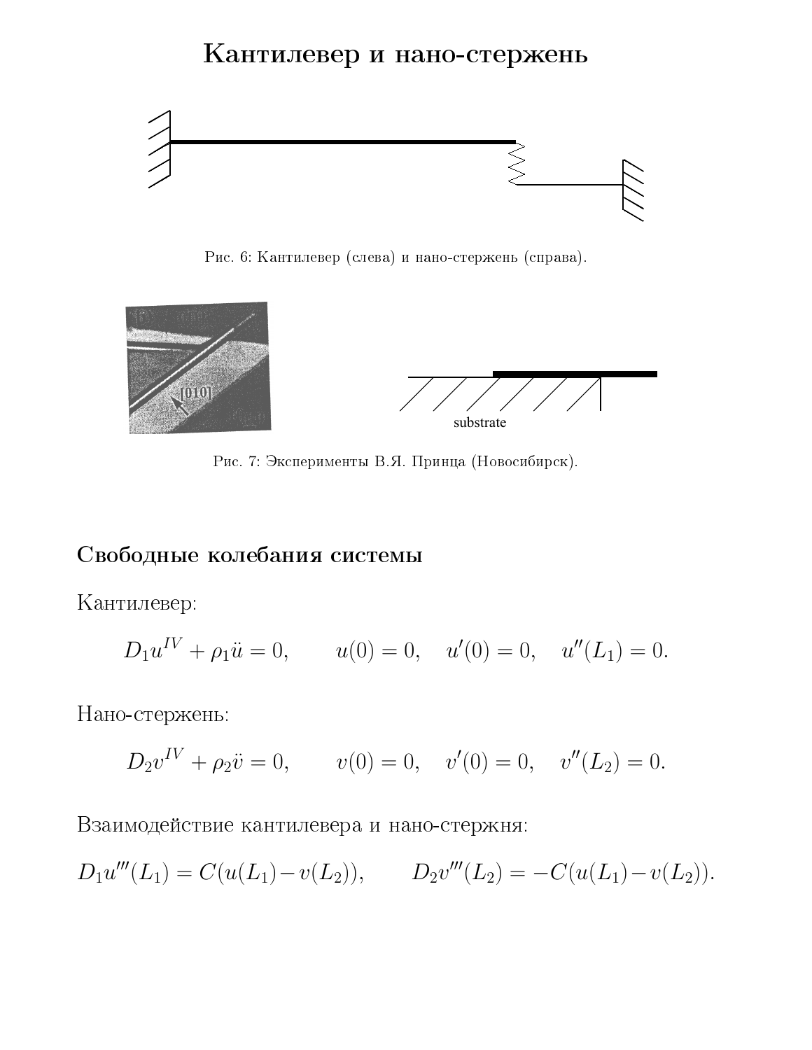# Кантилевер и нано-стержень

Рис. 6: Кантилевер (слева) и нано-стержень (справа).

Рис. 7: Эксперименты В.Я. Принца (Новосибирск).

## Свободные колебания системы

Кантилевер:

$$D_1 u^{IV} + \rho_1 \ddot{u} = 0, \qquad u(0) = 0, \quad u'(0) = 0, \quad u''(L_1) = 0.$$

Нано-стержень:

$$D_2 v^{IV} + \rho_2 \ddot{v} = 0, \qquad v(0) = 0, \quad v'(0) = 0, \quad v''(L_2) = 0.$$

Взаимодействие кантилевера и нано-стержня:

$$D_1 u'''(L_1) = C(u(L_1) - v(L_2)), \qquad D_2 v'''(L_2) = -C(u(L_1) - v(L_2)).$$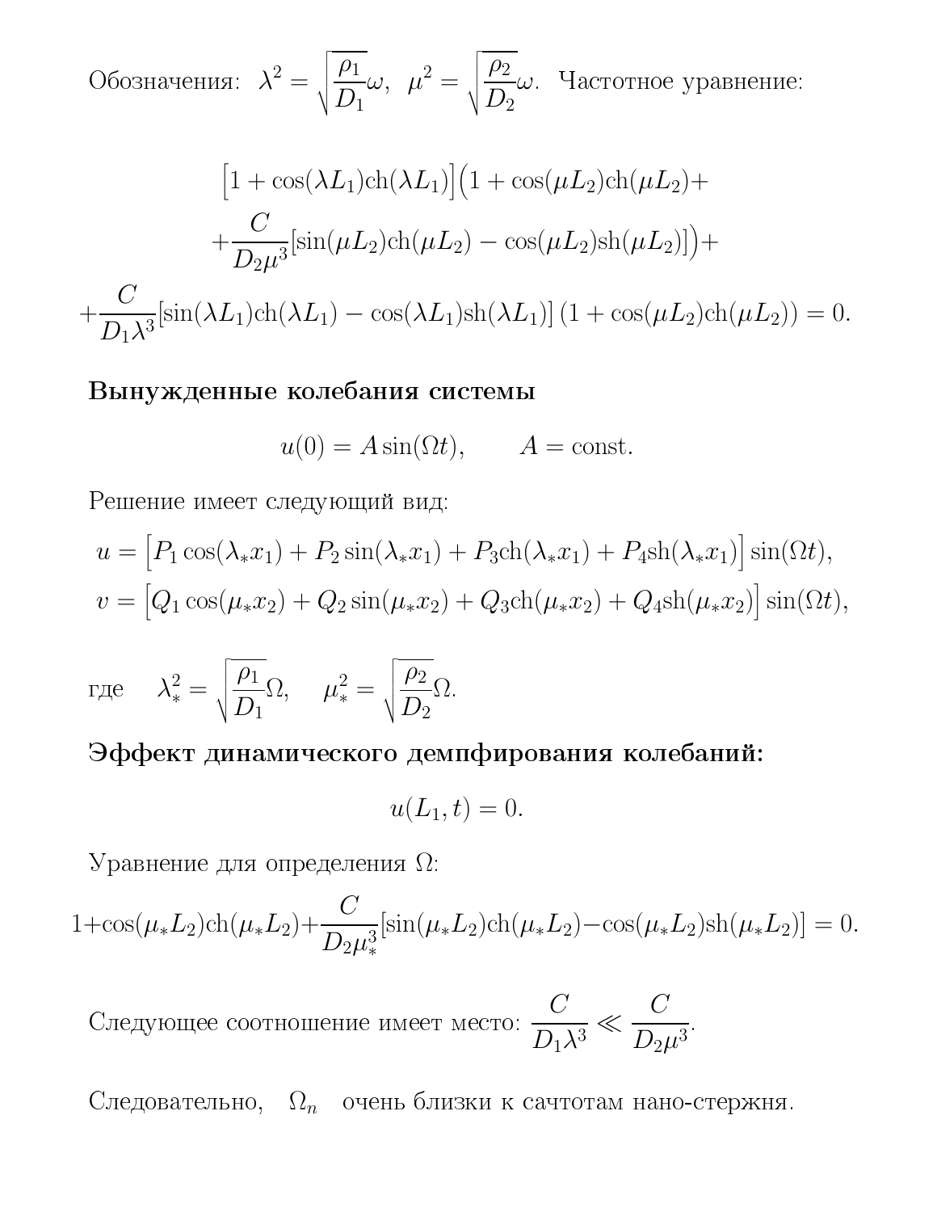Обозначения: $\lambda^2 = \sqrt{\dfrac{\rho_1}{D_1}}\omega$, $\mu^2 = \sqrt{\dfrac{\rho_2}{D_2}}\omega$. Частотное уравнение:

$$
\begin{gathered}
\big[1 + \cos(\lambda L_1)\mathrm{ch}(\lambda L_1)\big]\Big(1 + \cos(\mu L_2)\mathrm{ch}(\mu L_2) + \\
+ \frac{C}{D_2 \mu^3}[\sin(\mu L_2)\mathrm{ch}(\mu L_2) - \cos(\mu L_2)\mathrm{sh}(\mu L_2)]\Big) + \\
+ \frac{C}{D_1 \lambda^3}[\sin(\lambda L_1)\mathrm{ch}(\lambda L_1) - \cos(\lambda L_1)\mathrm{sh}(\lambda L_1)]\left(1 + \cos(\mu L_2)\mathrm{ch}(\mu L_2)\right) = 0.
\end{gathered}
$$

**Вынужденные колебания системы**

$$
u(0) = A\sin(\Omega t), \qquad A = \mathrm{const}.
$$

Решение имеет следующий вид:

$$
\begin{aligned}
u &= \Big[P_1 \cos(\lambda_* x_1) + P_2 \sin(\lambda_* x_1) + P_3 \mathrm{ch}(\lambda_* x_1) + P_4 \mathrm{sh}(\lambda_* x_1)\Big]\sin(\Omega t), \\
v &= \Big[Q_1 \cos(\mu_* x_2) + Q_2 \sin(\mu_* x_2) + Q_3 \mathrm{ch}(\mu_* x_2) + Q_4 \mathrm{sh}(\mu_* x_2)\Big]\sin(\Omega t),
\end{aligned}
$$

где $\lambda_*^2 = \sqrt{\dfrac{\rho_1}{D_1}}\Omega$, $\mu_*^2 = \sqrt{\dfrac{\rho_2}{D_2}}\Omega$.

**Эффект динамического демпфирования колебаний:**

$$
u(L_1, t) = 0.
$$

Уравнение для определения $\Omega$:

$$
1 + \cos(\mu_* L_2)\mathrm{ch}(\mu_* L_2) + \frac{C}{D_2 \mu_*^3}[\sin(\mu_* L_2)\mathrm{ch}(\mu_* L_2) - \cos(\mu_* L_2)\mathrm{sh}(\mu_* L_2)] = 0.
$$

Следующее соотношение имеет место: $\dfrac{C}{D_1 \lambda^3} \ll \dfrac{C}{D_2 \mu^3}$.

Следовательно, $\Omega_n$ очень близки к сачтотам нано-стержня.